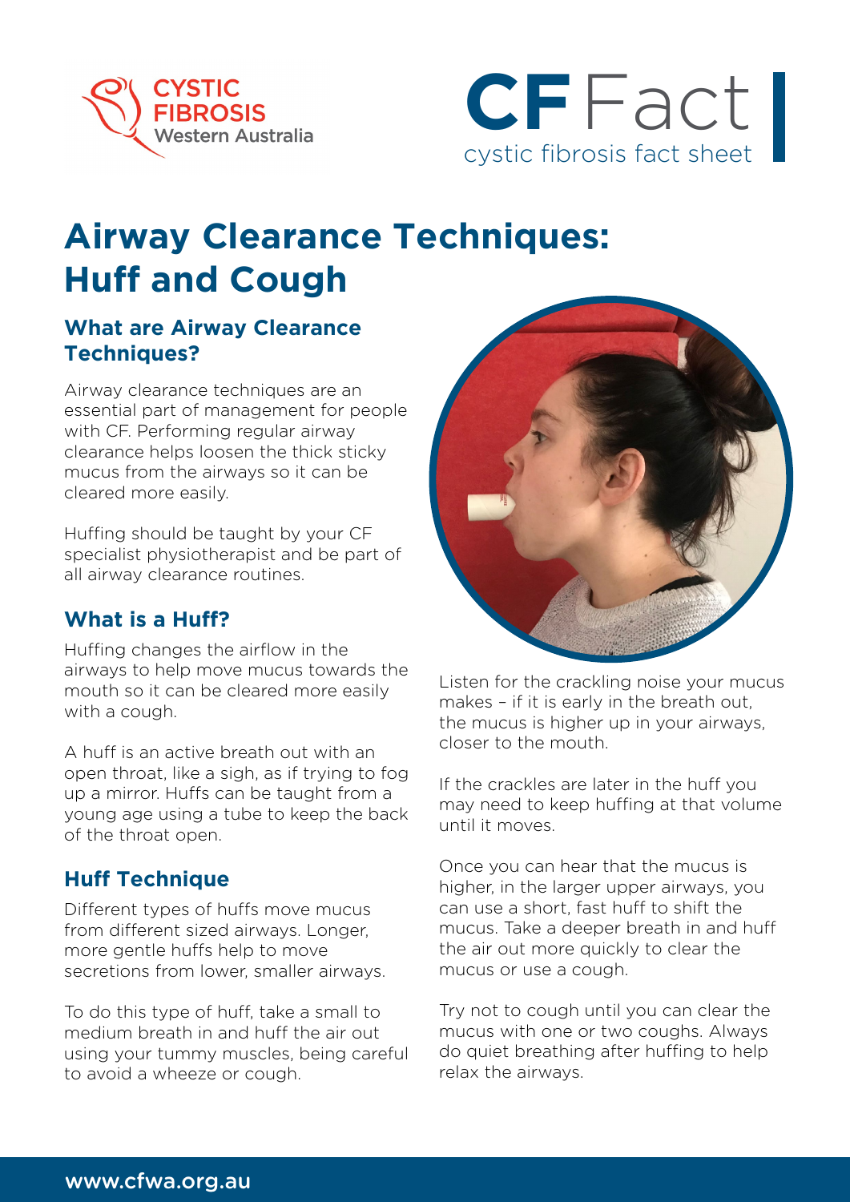CYSTIC FIBROSIS Western Australia

**CF Fact**
cystic fibrosis fact sheet

# Airway Clearance Techniques: Huff and Cough

## What are Airway Clearance Techniques?

Airway clearance techniques are an essential part of management for people with CF. Performing regular airway clearance helps loosen the thick sticky mucus from the airways so it can be cleared more easily.

Huffing should be taught by your CF specialist physiotherapist and be part of all airway clearance routines.

## What is a Huff?

Huffing changes the airflow in the airways to help move mucus towards the mouth so it can be cleared more easily with a cough.

A huff is an active breath out with an open throat, like a sigh, as if trying to fog up a mirror. Huffs can be taught from a young age using a tube to keep the back of the throat open.

## Huff Technique

Different types of huffs move mucus from different sized airways. Longer, more gentle huffs help to move secretions from lower, smaller airways.

To do this type of huff, take a small to medium breath in and huff the air out using your tummy muscles, being careful to avoid a wheeze or cough.

Listen for the crackling noise your mucus makes – if it is early in the breath out, the mucus is higher up in your airways, closer to the mouth.

If the crackles are later in the huff you may need to keep huffing at that volume until it moves.

Once you can hear that the mucus is higher, in the larger upper airways, you can use a short, fast huff to shift the mucus. Take a deeper breath in and huff the air out more quickly to clear the mucus or use a cough.

Try not to cough until you can clear the mucus with one or two coughs. Always do quiet breathing after huffing to help relax the airways.

www.cfwa.org.au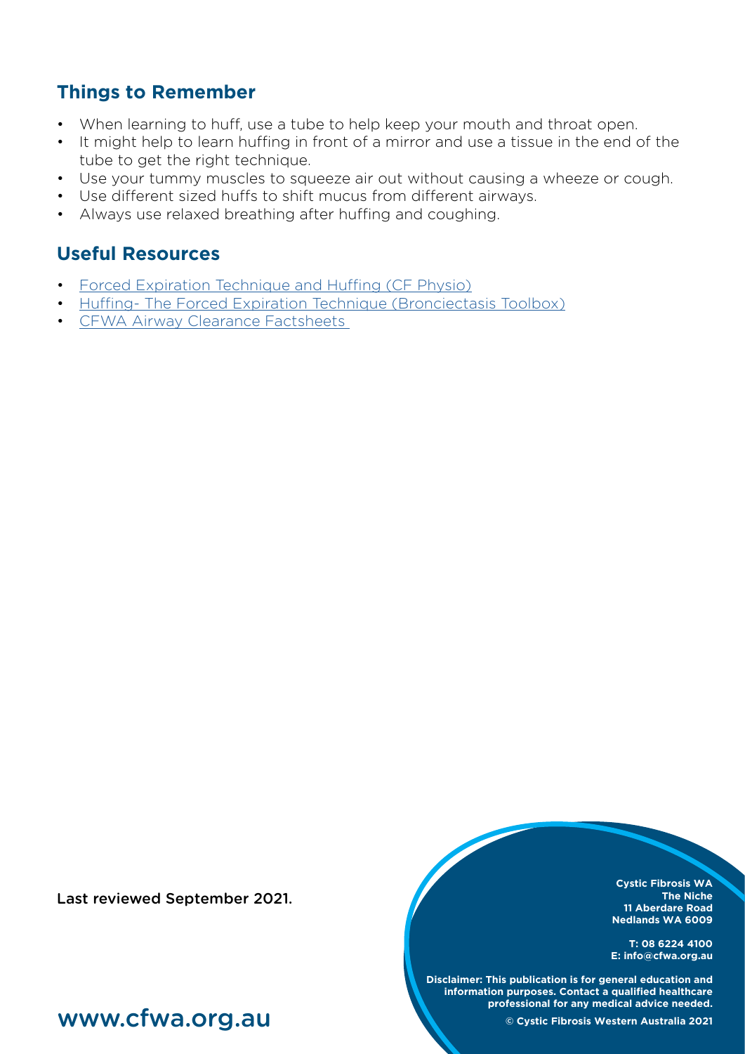## Things to Remember

- When learning to huff, use a tube to help keep your mouth and throat open.
- It might help to learn huffing in front of a mirror and use a tissue in the end of the tube to get the right technique.
- Use your tummy muscles to squeeze air out without causing a wheeze or cough.
- Use different sized huffs to shift mucus from different airways.
- Always use relaxed breathing after huffing and coughing.

## Useful Resources

- Forced Expiration Technique and Huffing (CF Physio)
- Huffing- The Forced Expiration Technique (Bronciectasis Toolbox)
- CFWA Airway Clearance Factsheets

Last reviewed September 2021.

**Cystic Fibrosis WA**
**The Niche**
**11 Aberdare Road**
**Nedlands WA 6009**

**T: 08 6224 4100**
**E: info@cfwa.org.au**

**Disclaimer: This publication is for general education and information purposes. Contact a qualified healthcare professional for any medical advice needed.**

**© Cystic Fibrosis Western Australia 2021**

www.cfwa.org.au